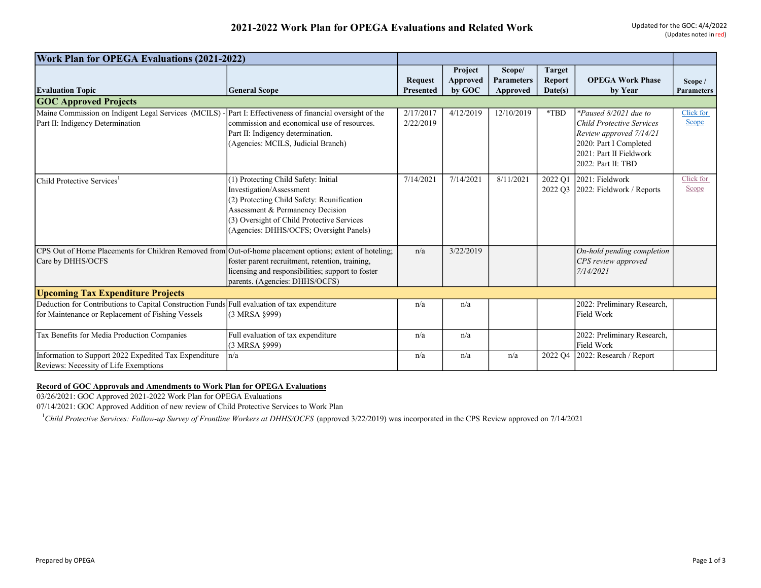# 2021-2022 Work Plan for OPEGA Evaluations and Related Work

Updated for the GOC: 4/4/2022
(Updates noted in red)

| Work Plan for OPEGA Evaluations (2021-2022) | | | | | | | |
|---|---|---|---|---|---|---|---|
| **Evaluation Topic** | **General Scope** | **Request Presented** | **Project Approved by GOC** | **Scope/ Parameters Approved** | **Target Report Date(s)** | **OPEGA Work Phase by Year** | **Scope / Parameters** |
| **GOC Approved Projects** | | | | | | | |
| Maine Commission on Indigent Legal Services (MCILS) - Part II: Indigency Determination | Part I: Effectiveness of financial oversight of the commission and economical use of resources. Part II: Indigency determination. (Agencies: MCILS, Judicial Branch) | 2/17/2017 2/22/2019 | 4/12/2019 | 12/10/2019 | *TBD | *\*Paused 8/2021 due to Child Protective Services Review approved 7/14/21* 2020: Part I Completed 2021: Part II Fieldwork 2022: Part II: TBD | Click for Scope |
| Child Protective Services[1] | (1) Protecting Child Safety: Initial Investigation/Assessment (2) Protecting Child Safety: Reunification Assessment & Permanency Decision (3) Oversight of Child Protective Services (Agencies: DHHS/OCFS; Oversight Panels) | 7/14/2021 | 7/14/2021 | 8/11/2021 | 2022 Q1 2022 Q3 | 2021: Fieldwork 2022: Fieldwork / Reports | Click for Scope |
| CPS Out of Home Placements for Children Removed from Care by DHHS/OCFS | Out-of-home placement options; extent of hoteling; foster parent recruitment, retention, training, licensing and responsibilities; support to foster parents. (Agencies: DHHS/OCFS) | n/a | 3/22/2019 | | | *On-hold pending completion CPS review approved 7/14/2021* | |
| **Upcoming Tax Expenditure Projects** | | | | | | | |
| Deduction for Contributions to Capital Construction Funds for Maintenance or Replacement of Fishing Vessels | Full evaluation of tax expenditure (3 MRSA §999) | n/a | n/a | | | 2022: Preliminary Research, Field Work | |
| Tax Benefits for Media Production Companies | Full evaluation of tax expenditure (3 MRSA §999) | n/a | n/a | | | 2022: Preliminary Research, Field Work | |
| Information to Support 2022 Expedited Tax Expenditure Reviews: Necessity of Life Exemptions | n/a | n/a | n/a | n/a | 2022 Q4 | 2022: Research / Report | |

**Record of GOC Approvals and Amendments to Work Plan for OPEGA Evaluations**

03/26/2021: GOC Approved 2021-2022 Work Plan for OPEGA Evaluations

07/14/2021: GOC Approved Addition of new review of Child Protective Services to Work Plan

[1]*Child Protective Services: Follow-up Survey of Frontline Workers at DHHS/OCFS* (approved 3/22/2019) was incorporated in the CPS Review approved on 7/14/2021

Prepared by OPEGA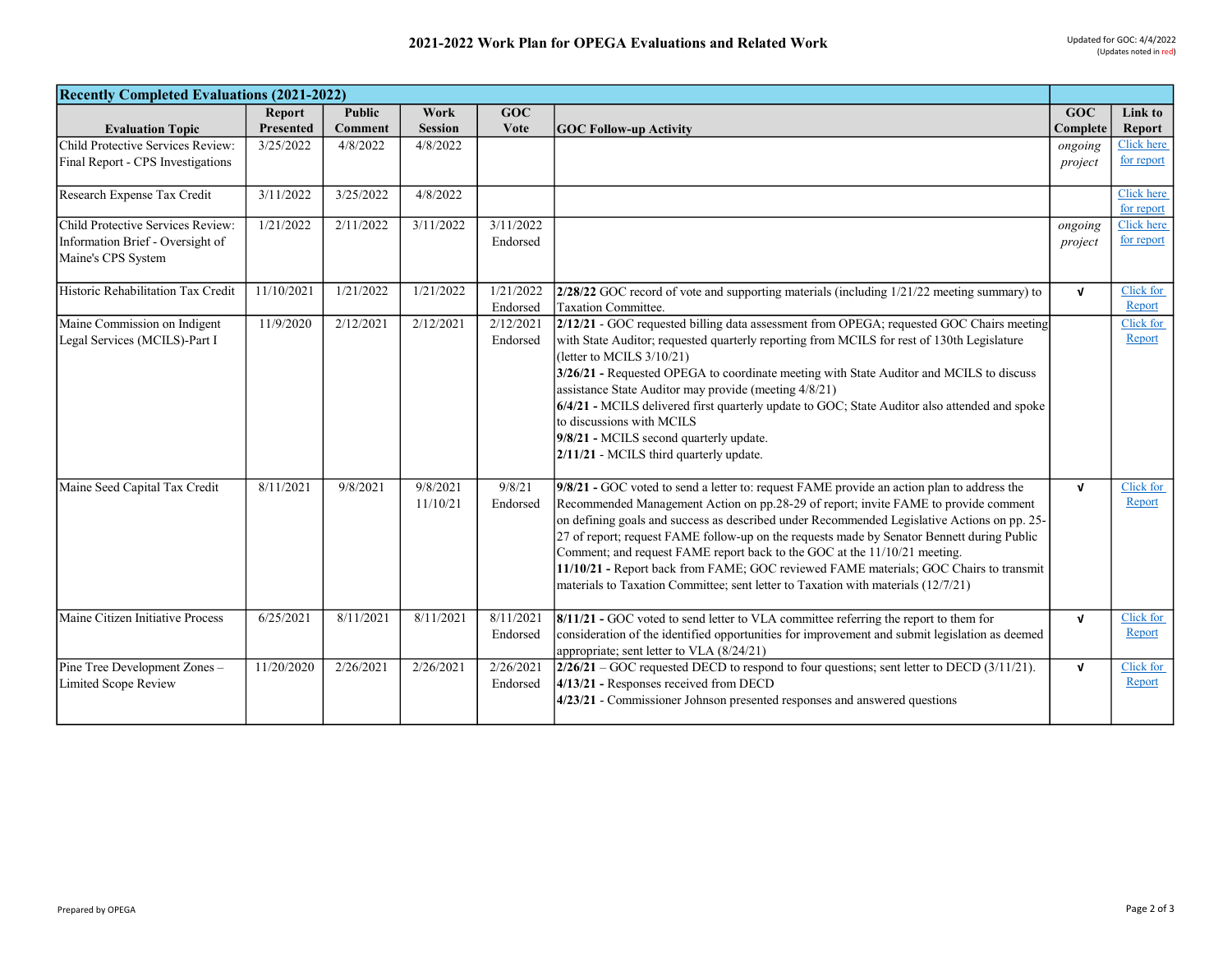# 2021-2022 Work Plan for OPEGA Evaluations and Related Work

Updated for GOC: 4/4/2022
(Updates noted in red)

| Recently Completed Evaluations (2021-2022) | | | | | | | |
|---|---|---|---|---|---|---|---|
| **Evaluation Topic** | **Report Presented** | **Public Comment** | **Work Session** | **GOC Vote** | **GOC Follow-up Activity** | **GOC Complete** | **Link to Report** |
| Child Protective Services Review: Final Report - CPS Investigations | 3/25/2022 | 4/8/2022 | 4/8/2022 | | | *ongoing project* | Click here for report |
| Research Expense Tax Credit | 3/11/2022 | 3/25/2022 | 4/8/2022 | | | | Click here for report |
| Child Protective Services Review: Information Brief - Oversight of Maine's CPS System | 1/21/2022 | 2/11/2022 | 3/11/2022 | 3/11/2022 Endorsed | | *ongoing project* | Click here for report |
| Historic Rehabilitation Tax Credit | 11/10/2021 | 1/21/2022 | 1/21/2022 | 1/21/2022 Endorsed | **2/28/22** GOC record of vote and supporting materials (including 1/21/22 meeting summary) to Taxation Committee. | √ | Click for Report |
| Maine Commission on Indigent Legal Services (MCILS)-Part I | 11/9/2020 | 2/12/2021 | 2/12/2021 | 2/12/2021 Endorsed | **2/12/21** - GOC requested billing data assessment from OPEGA; requested GOC Chairs meeting with State Auditor; requested quarterly reporting from MCILS for rest of 130th Legislature (letter to MCILS 3/10/21)<br>**3/26/21 -** Requested OPEGA to coordinate meeting with State Auditor and MCILS to discuss assistance State Auditor may provide (meeting 4/8/21)<br>**6/4/21 -** MCILS delivered first quarterly update to GOC; State Auditor also attended and spoke to discussions with MCILS<br>**9/8/21 -** MCILS second quarterly update.<br>**2/11/21** - MCILS third quarterly update. | | Click for Report |
| Maine Seed Capital Tax Credit | 8/11/2021 | 9/8/2021 | 9/8/2021<br>11/10/21 | 9/8/21 Endorsed | **9/8/21 -** GOC voted to send a letter to: request FAME provide an action plan to address the Recommended Management Action on pp.28-29 of report; invite FAME to provide comment on defining goals and success as described under Recommended Legislative Actions on pp. 25-27 of report; request FAME follow-up on the requests made by Senator Bennett during Public Comment; and request FAME report back to the GOC at the 11/10/21 meeting.<br>**11/10/21 -** Report back from FAME; GOC reviewed FAME materials; GOC Chairs to transmit materials to Taxation Committee; sent letter to Taxation with materials (12/7/21) | √ | Click for Report |
| Maine Citizen Initiative Process | 6/25/2021 | 8/11/2021 | 8/11/2021 | 8/11/2021 Endorsed | **8/11/21 -** GOC voted to send letter to VLA committee referring the report to them for consideration of the identified opportunities for improvement and submit legislation as deemed appropriate; sent letter to VLA (8/24/21) | √ | Click for Report |
| Pine Tree Development Zones – Limited Scope Review | 11/20/2020 | 2/26/2021 | 2/26/2021 | 2/26/2021 Endorsed | **2/26/21** – GOC requested DECD to respond to four questions; sent letter to DECD (3/11/21).<br>**4/13/21 -** Responses received from DECD<br>**4/23/21** - Commissioner Johnson presented responses and answered questions | √ | Click for Report |

Prepared by OPEGA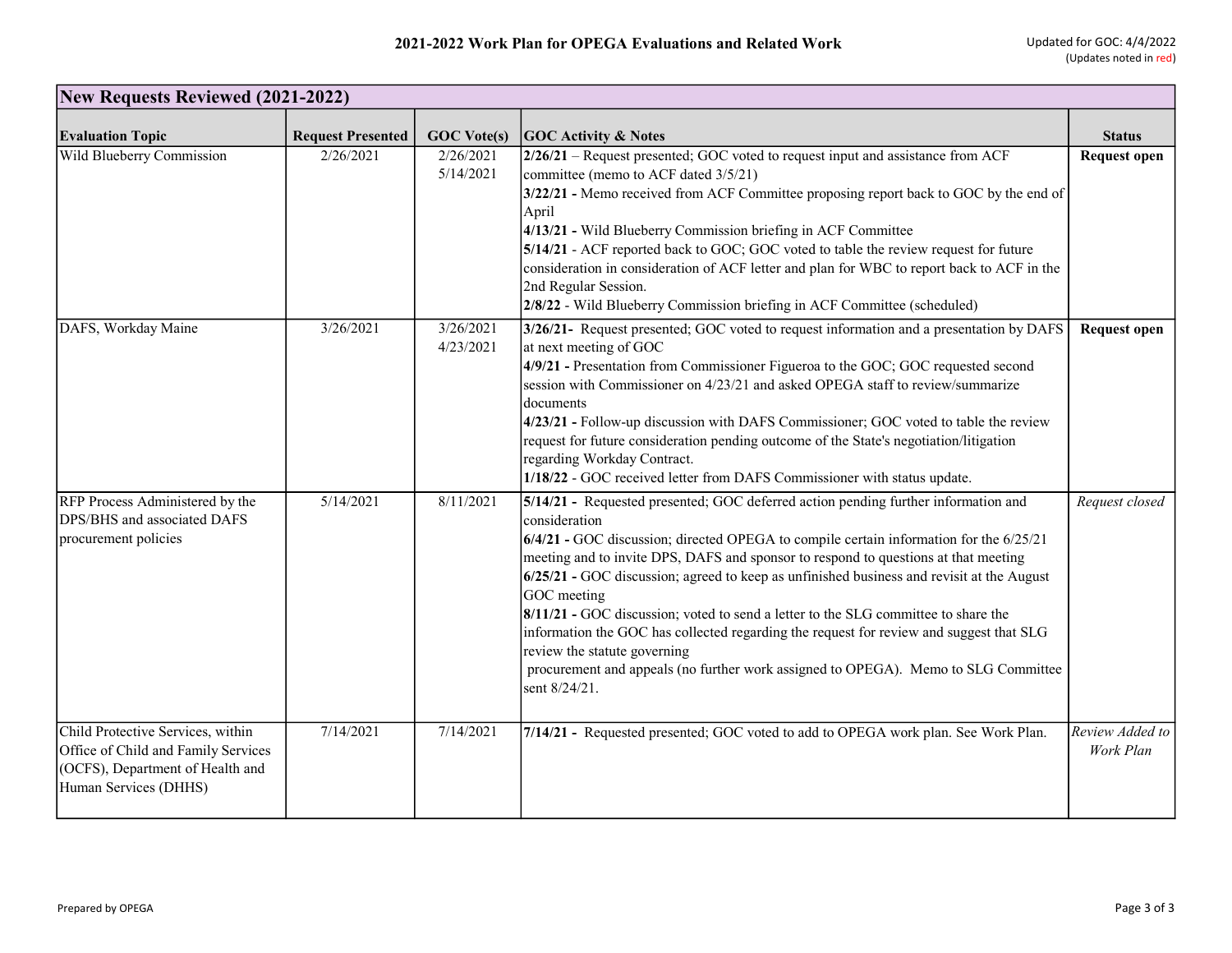**2021-2022 Work Plan for OPEGA Evaluations and Related Work**

Updated for GOC: 4/4/2022
(Updates noted in red)

| **New Requests Reviewed (2021-2022)** | | | | |
|---|---|---|---|---|
| **Evaluation Topic** | **Request Presented** | **GOC Vote(s)** | **GOC Activity & Notes** | **Status** |
| Wild Blueberry Commission | 2/26/2021 | 2/26/2021<br>5/14/2021 | **2/26/21** – Request presented; GOC voted to request input and assistance from ACF committee (memo to ACF dated 3/5/21)<br>**3/22/21 -** Memo received from ACF Committee proposing report back to GOC by the end of April<br>**4/13/21 -** Wild Blueberry Commission briefing in ACF Committee<br>**5/14/21** - ACF reported back to GOC; GOC voted to table the review request for future consideration in consideration of ACF letter and plan for WBC to report back to ACF in the 2nd Regular Session.<br>**2/8/22** - Wild Blueberry Commission briefing in ACF Committee (scheduled) | **Request open** |
| DAFS, Workday Maine | 3/26/2021 | 3/26/2021<br>4/23/2021 | **3/26/21-** Request presented; GOC voted to request information and a presentation by DAFS at next meeting of GOC<br>**4/9/21 -** Presentation from Commissioner Figueroa to the GOC; GOC requested second session with Commissioner on 4/23/21 and asked OPEGA staff to review/summarize documents<br>**4/23/21 -** Follow-up discussion with DAFS Commissioner; GOC voted to table the review request for future consideration pending outcome of the State's negotiation/litigation regarding Workday Contract.<br>**1/18/22** - GOC received letter from DAFS Commissioner with status update. | **Request open** |
| RFP Process Administered by the DPS/BHS and associated DAFS procurement policies | 5/14/2021 | 8/11/2021 | **5/14/21 -** Requested presented; GOC deferred action pending further information and consideration<br>**6/4/21 -** GOC discussion; directed OPEGA to compile certain information for the 6/25/21 meeting and to invite DPS, DAFS and sponsor to respond to questions at that meeting<br>**6/25/21 -** GOC discussion; agreed to keep as unfinished business and revisit at the August GOC meeting<br>**8/11/21 -** GOC discussion; voted to send a letter to the SLG committee to share the information the GOC has collected regarding the request for review and suggest that SLG review the statute governing procurement and appeals (no further work assigned to OPEGA). Memo to SLG Committee sent 8/24/21. | *Request closed* |
| Child Protective Services, within Office of Child and Family Services (OCFS), Department of Health and Human Services (DHHS) | 7/14/2021 | 7/14/2021 | **7/14/21 -** Requested presented; GOC voted to add to OPEGA work plan. See Work Plan. | *Review Added to Work Plan* |

Prepared by OPEGA